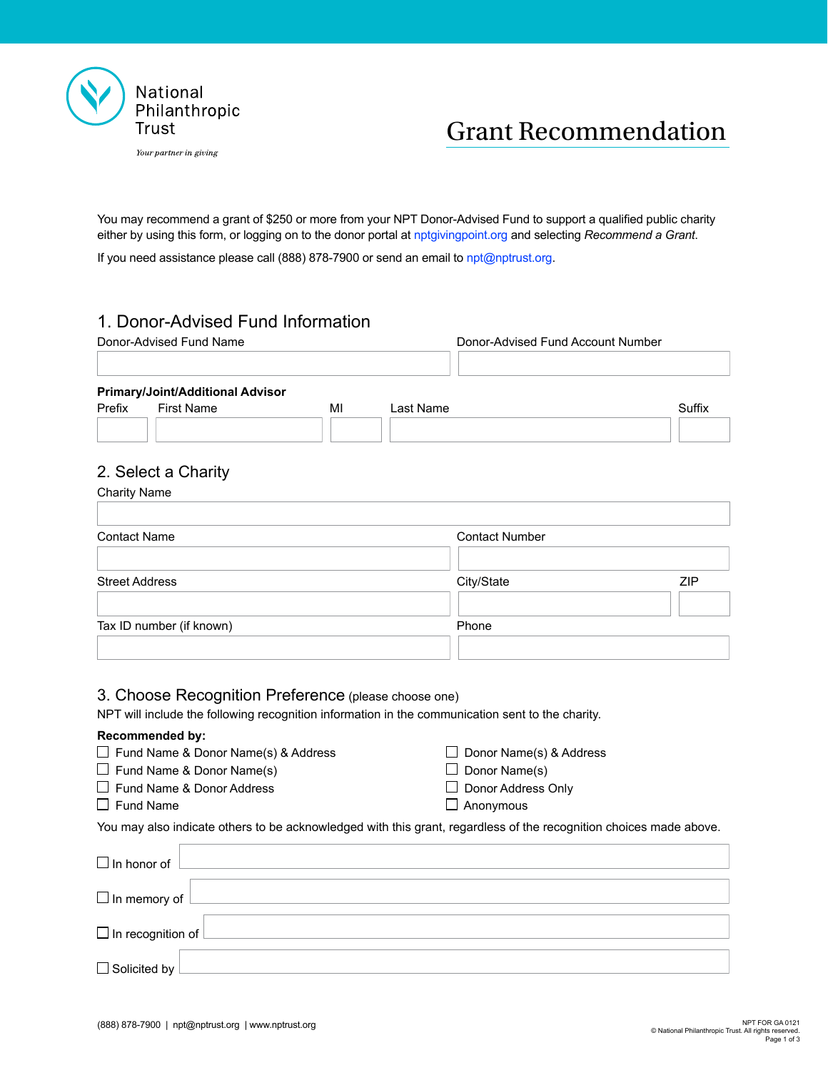National Philanthropic Trust

*Your partner in giving*

# Grant Recommendation

You may recommend a grant of $250 or more from your NPT Donor-Advised Fund to support a qualified public charity either by using this form, or logging on to the donor portal at nptgivingpoint.org and selecting *Recommend a Grant*.

If you need assistance please call (888) 878-7900 or send an email to npt@nptrust.org.

## 1. Donor-Advised Fund Information

Donor-Advised Fund Name

Donor-Advised Fund Account Number

**Primary/Joint/Additional Advisor**

Prefix | First Name | MI | Last Name | Suffix

## 2. Select a Charity

Charity Name

Contact Name

Contact Number

Street Address

City/State

ZIP

Tax ID number (if known)

Phone

## 3. Choose Recognition Preference (please choose one)

NPT will include the following recognition information in the communication sent to the charity.

**Recommended by:**

- ☐ Fund Name & Donor Name(s) & Address
- ☐ Fund Name & Donor Name(s)
- ☐ Fund Name & Donor Address
- ☐ Fund Name
- ☐ Donor Name(s) & Address
- ☐ Donor Name(s)
- ☐ Donor Address Only
- ☐ Anonymous

You may also indicate others to be acknowledged with this grant, regardless of the recognition choices made above.

- ☐ In honor of
- ☐ In memory of
- ☐ In recognition of
- ☐ Solicited by

(888) 878-7900 | npt@nptrust.org | www.nptrust.org

NPT FOR GA 0121
© National Philanthropic Trust. All rights reserved.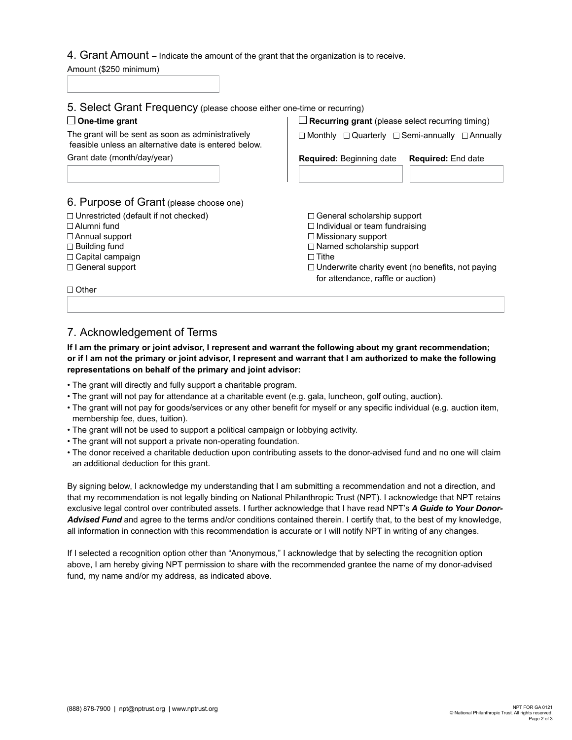## 4. Grant Amount – Indicate the amount of the grant that the organization is to receive.

Amount ($250 minimum)

## 5. Select Grant Frequency (please choose either one-time or recurring)

☐ **One-time grant**

The grant will be sent as soon as administratively feasible unless an alternative date is entered below.

Grant date (month/day/year)

☐ **Recurring grant** (please select recurring timing)

☐ Monthly ☐ Quarterly ☐ Semi-annually ☐ Annually

**Required:** Beginning date **Required:** End date

## 6. Purpose of Grant (please choose one)

- ☐ Unrestricted (default if not checked)
- ☐ Alumni fund
- ☐ Annual support
- ☐ Building fund
- ☐ Capital campaign
- ☐ General support
- ☐ General scholarship support
- ☐ Individual or team fundraising
- ☐ Missionary support
- ☐ Named scholarship support
- ☐ Tithe
- ☐ Underwrite charity event (no benefits, not paying for attendance, raffle or auction)

☐ Other

## 7. Acknowledgement of Terms

**If I am the primary or joint advisor, I represent and warrant the following about my grant recommendation; or if I am not the primary or joint advisor, I represent and warrant that I am authorized to make the following representations on behalf of the primary and joint advisor:**

- The grant will directly and fully support a charitable program.
- The grant will not pay for attendance at a charitable event (e.g. gala, luncheon, golf outing, auction).
- The grant will not pay for goods/services or any other benefit for myself or any specific individual (e.g. auction item, membership fee, dues, tuition).
- The grant will not be used to support a political campaign or lobbying activity.
- The grant will not support a private non-operating foundation.
- The donor received a charitable deduction upon contributing assets to the donor-advised fund and no one will claim an additional deduction for this grant.

By signing below, I acknowledge my understanding that I am submitting a recommendation and not a direction, and that my recommendation is not legally binding on National Philanthropic Trust (NPT). I acknowledge that NPT retains exclusive legal control over contributed assets. I further acknowledge that I have read NPT's ***A Guide to Your Donor-Advised Fund*** and agree to the terms and/or conditions contained therein. I certify that, to the best of my knowledge, all information in connection with this recommendation is accurate or I will notify NPT in writing of any changes.

If I selected a recognition option other than "Anonymous," I acknowledge that by selecting the recognition option above, I am hereby giving NPT permission to share with the recommended grantee the name of my donor-advised fund, my name and/or my address, as indicated above.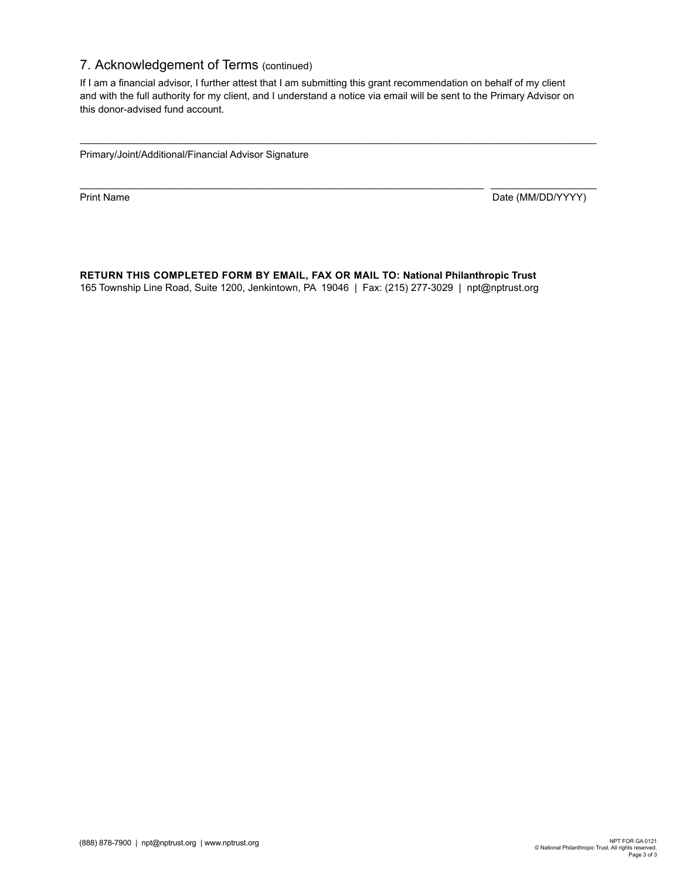## 7. Acknowledgement of Terms (continued)

If I am a financial advisor, I further attest that I am submitting this grant recommendation on behalf of my client and with the full authority for my client, and I understand a notice via email will be sent to the Primary Advisor on this donor-advised fund account.

______________________________________________________________________________

Primary/Joint/Additional/Financial Advisor Signature

______________________________________________________________ ________________

Print Name Date (MM/DD/YYYY)

**RETURN THIS COMPLETED FORM BY EMAIL, FAX OR MAIL TO: National Philanthropic Trust**
165 Township Line Road, Suite 1200, Jenkintown, PA 19046 | Fax: (215) 277-3029 | npt@nptrust.org